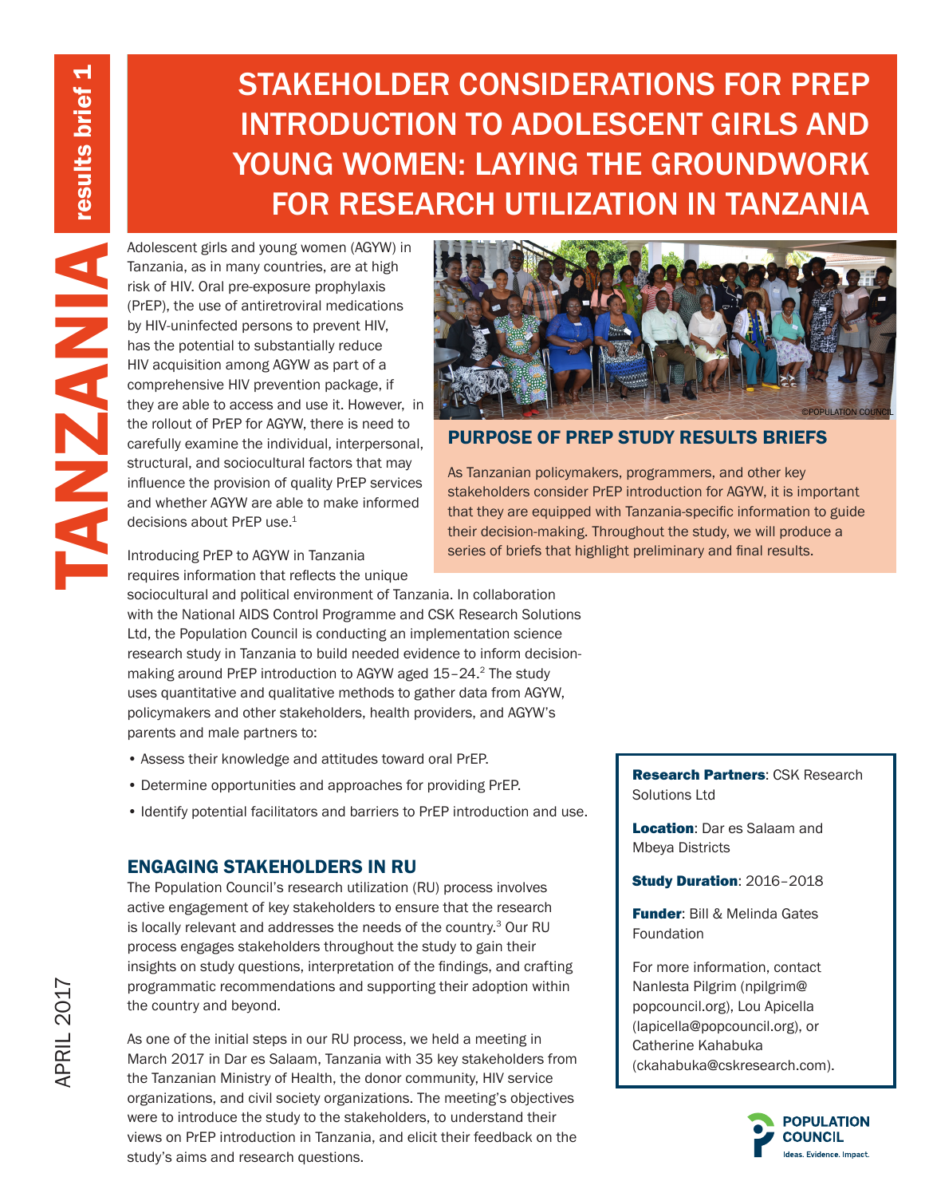TANZANIA results brief 1

# STAKEHOLDER CONSIDERATIONS FOR PREP INTRODUCTION TO ADOLESCENT GIRLS AND YOUNG WOMEN: LAYING THE GROUNDWORK FOR RESEARCH UTILIZATION IN TANZANIA

APRIL 2017

Adolescent girls and young women (AGYW) in Tanzania, as in many countries, are at high risk of HIV. Oral pre-exposure prophylaxis (PrEP), the use of antiretroviral medications by HIV-uninfected persons to prevent HIV, has the potential to substantially reduce HIV acquisition among AGYW as part of a comprehensive HIV prevention package, if they are able to access and use it. However, in the rollout of PrEP for AGYW, there is need to carefully examine the individual, interpersonal, structural, and sociocultural factors that may influence the provision of quality PrEP services and whether AGYW are able to make informed decisions about PrEP use.[1]

Introducing PrEP to AGYW in Tanzania requires information that reflects the unique sociocultural and political environment of Tanzania. In collaboration with the National AIDS Control Programme and CSK Research Solutions Ltd, the Population Council is conducting an implementation science research study in Tanzania to build needed evidence to inform decision-making around PrEP introduction to AGYW aged 15–24.[2] The study uses quantitative and qualitative methods to gather data from AGYW, policymakers and other stakeholders, health providers, and AGYW's parents and male partners to:

- Assess their knowledge and attitudes toward oral PrEP.
- Determine opportunities and approaches for providing PrEP.
- Identify potential facilitators and barriers to PrEP introduction and use.

©POPULATION COUNCIL

## PURPOSE OF PREP STUDY RESULTS BRIEFS

As Tanzanian policymakers, programmers, and other key stakeholders consider PrEP introduction for AGYW, it is important that they are equipped with Tanzania-specific information to guide their decision-making. Throughout the study, we will produce a series of briefs that highlight preliminary and final results.

## ENGAGING STAKEHOLDERS IN RU

The Population Council's research utilization (RU) process involves active engagement of key stakeholders to ensure that the research is locally relevant and addresses the needs of the country.[3] Our RU process engages stakeholders throughout the study to gain their insights on study questions, interpretation of the findings, and crafting programmatic recommendations and supporting their adoption within the country and beyond.

As one of the initial steps in our RU process, we held a meeting in March 2017 in Dar es Salaam, Tanzania with 35 key stakeholders from the Tanzanian Ministry of Health, the donor community, HIV service organizations, and civil society organizations. The meeting's objectives were to introduce the study to the stakeholders, to understand their views on PrEP introduction in Tanzania, and elicit their feedback on the study's aims and research questions.

**Research Partners**: CSK Research Solutions Ltd

**Location**: Dar es Salaam and Mbeya Districts

**Study Duration**: 2016–2018

**Funder**: Bill & Melinda Gates Foundation

For more information, contact Nanlesta Pilgrim (npilgrim@popcouncil.org), Lou Apicella (lapicella@popcouncil.org), or Catherine Kahabuka (ckahabuka@cskresearch.com).

POPULATION COUNCIL
Ideas. Evidence. Impact.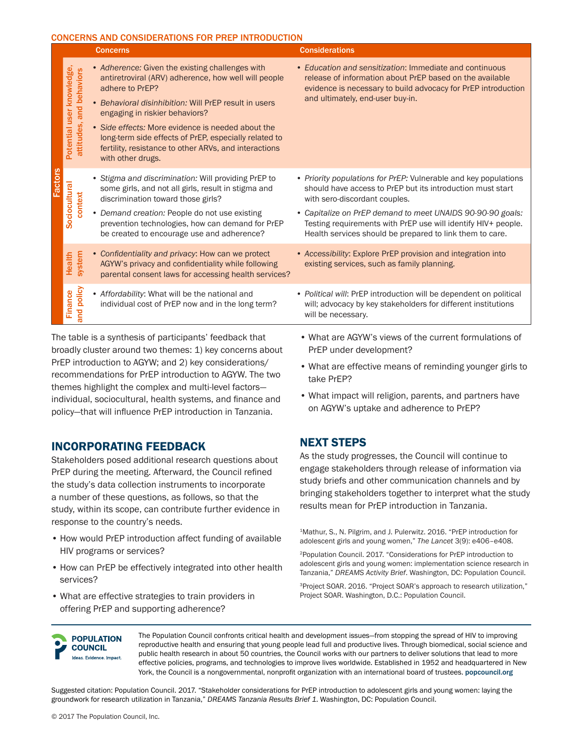## CONCERNS AND CONSIDERATIONS FOR PREP INTRODUCTION

| Factors | Concerns | Considerations |
|---|---|---|
| Potential user knowledge, attitudes, and behaviors | • *Adherence:* Given the existing challenges with antiretroviral (ARV) adherence, how well will people adhere to PrEP?<br>• *Behavioral disinhibition:* Will PrEP result in users engaging in riskier behaviors?<br>• *Side effects:* More evidence is needed about the long-term side effects of PrEP, especially related to fertility, resistance to other ARVs, and interactions with other drugs. | • *Education and sensitization*: Immediate and continuous release of information about PrEP based on the available evidence is necessary to build advocacy for PrEP introduction and ultimately, end-user buy-in. |
| Sociocultural context | • *Stigma and discrimination:* Will providing PrEP to some girls, and not all girls, result in stigma and discrimination toward those girls?<br>• *Demand creation:* People do not use existing prevention technologies, how can demand for PrEP be created to encourage use and adherence? | • *Priority populations for PrEP:* Vulnerable and key populations should have access to PrEP but its introduction must start with sero-discordant couples.<br>• *Capitalize on PrEP demand to meet UNAIDS 90-90-90 goals:* Testing requirements with PrEP use will identify HIV+ people. Health services should be prepared to link them to care. |
| Health system | • *Confidentiality and privacy*: How can we protect AGYW's privacy and confidentiality while following parental consent laws for accessing health services? | • *Accessibility*: Explore PrEP provision and integration into existing services, such as family planning. |
| Finance and policy | • *Affordability*: What will be the national and individual cost of PrEP now and in the long term? | • *Political will*: PrEP introduction will be dependent on political will; advocacy by key stakeholders for different institutions will be necessary. |

The table is a synthesis of participants' feedback that broadly cluster around two themes: 1) key concerns about PrEP introduction to AGYW; and 2) key considerations/ recommendations for PrEP introduction to AGYW. The two themes highlight the complex and multi-level factors—individual, sociocultural, health systems, and finance and policy—that will influence PrEP introduction in Tanzania.

## INCORPORATING FEEDBACK

Stakeholders posed additional research questions about PrEP during the meeting. Afterward, the Council refined the study's data collection instruments to incorporate a number of these questions, as follows, so that the study, within its scope, can contribute further evidence in response to the country's needs.

- How would PrEP introduction affect funding of available HIV programs or services?
- How can PrEP be effectively integrated into other health services?
- What are effective strategies to train providers in offering PrEP and supporting adherence?
- What are AGYW's views of the current formulations of PrEP under development?
- What are effective means of reminding younger girls to take PrEP?
- What impact will religion, parents, and partners have on AGYW's uptake and adherence to PrEP?

## NEXT STEPS

As the study progresses, the Council will continue to engage stakeholders through release of information via study briefs and other communication channels and by bringing stakeholders together to interpret what the study results mean for PrEP introduction in Tanzania.

[1]Mathur, S., N. Pilgrim, and J. Pulerwitz. 2016. "PrEP introduction for adolescent girls and young women," *The Lancet* 3(9): e406–e408.

[2]Population Council. 2017. "Considerations for PrEP introduction to adolescent girls and young women: implementation science research in Tanzania," *DREAMS Activity Brief*. Washington, DC: Population Council.

[3]Project SOAR. 2016. "Project SOAR's approach to research utilization," Project SOAR. Washington, D.C.: Population Council.

POPULATION COUNCIL
Ideas. Evidence. Impact.

The Population Council confronts critical health and development issues—from stopping the spread of HIV to improving reproductive health and ensuring that young people lead full and productive lives. Through biomedical, social science and public health research in about 50 countries, the Council works with our partners to deliver solutions that lead to more effective policies, programs, and technologies to improve lives worldwide. Established in 1952 and headquartered in New York, the Council is a nongovernmental, nonprofit organization with an international board of trustees. **popcouncil.org**

Suggested citation: Population Council. 2017. "Stakeholder considerations for PrEP introduction to adolescent girls and young women: laying the groundwork for research utilization in Tanzania," *DREAMS Tanzania Results Brief 1*. Washington, DC: Population Council.

© 2017 The Population Council, Inc.